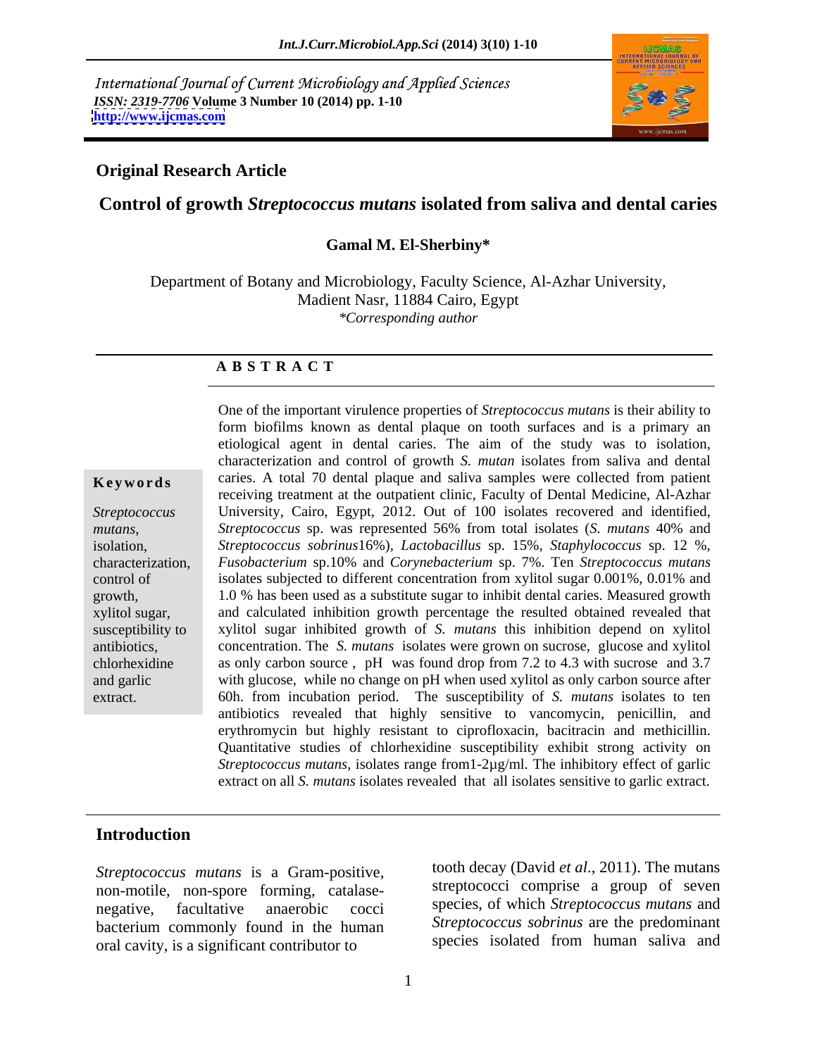International Journal of Current Microbiology and Applied Sciences
*ISSN: 2319-7706* **Volume 3 Number 10 (2014) pp. 1-10**
**http://www.ijcmas.com**

**Original Research Article**

# Control of growth *Streptococcus mutans* isolated from saliva and dental caries

**Gamal M. El-Sherbiny***

Department of Botany and Microbiology, Faculty Science, Al-Azhar University, Madient Nasr, 11884 Cairo, Egypt
*\*Corresponding author*

**A B S T R A C T**

**Keywords**

*Streptococcus mutans*, isolation, characterization, control of growth, xylitol sugar, susceptibility to antibiotics, chlorhexidine and garlic extract.

One of the important virulence properties of *Streptococcus mutans* is their ability to form biofilms known as dental plaque on tooth surfaces and is a primary an etiological agent in dental caries. The aim of the study was to isolation, characterization and control of growth *S. mutan* isolates from saliva and dental caries. A total 70 dental plaque and saliva samples were collected from patient receiving treatment at the outpatient clinic, Faculty of Dental Medicine, Al-Azhar University, Cairo, Egypt, 2012. Out of 100 isolates recovered and identified, *Streptococcus* sp. was represented 56% from total isolates (*S. mutans* 40% and *Streptococcus sobrinus*16%), *Lactobacillus* sp. 15%, *Staphylococcus* sp. 12 %, *Fusobacterium* sp.10% and *Corynebacterium* sp. 7%. Ten *Streptococcus mutans* isolates subjected to different concentration from xylitol sugar 0.001%, 0.01% and 1.0 % has been used as a substitute sugar to inhibit dental caries. Measured growth and calculated inhibition growth percentage the resulted obtained revealed that xylitol sugar inhibited growth of *S. mutans* this inhibition depend on xylitol concentration. The *S. mutans* isolates were grown on sucrose, glucose and xylitol as only carbon source , pH was found drop from 7.2 to 4.3 with sucrose and 3.7 with glucose, while no change on pH when used xylitol as only carbon source after 60h. from incubation period. The susceptibility of *S. mutans* isolates to ten antibiotics revealed that highly sensitive to vancomycin, penicillin, and erythromycin but highly resistant to ciprofloxacin, bacitracin and methicillin. Quantitative studies of chlorhexidine susceptibility exhibit strong activity on *Streptococcus mutans*, isolates range from1-2µg/ml. The inhibitory effect of garlic extract on all *S. mutans* isolates revealed that all isolates sensitive to garlic extract.

## Introduction

*Streptococcus mutans* is a Gram-positive, non-motile, non-spore forming, catalase-negative, facultative anaerobic cocci bacterium commonly found in the human oral cavity, is a significant contributor to tooth decay (David *et al*., 2011). The mutans streptococci comprise a group of seven species, of which *Streptococcus mutans* and *Streptococcus sobrinus* are the predominant species isolated from human saliva and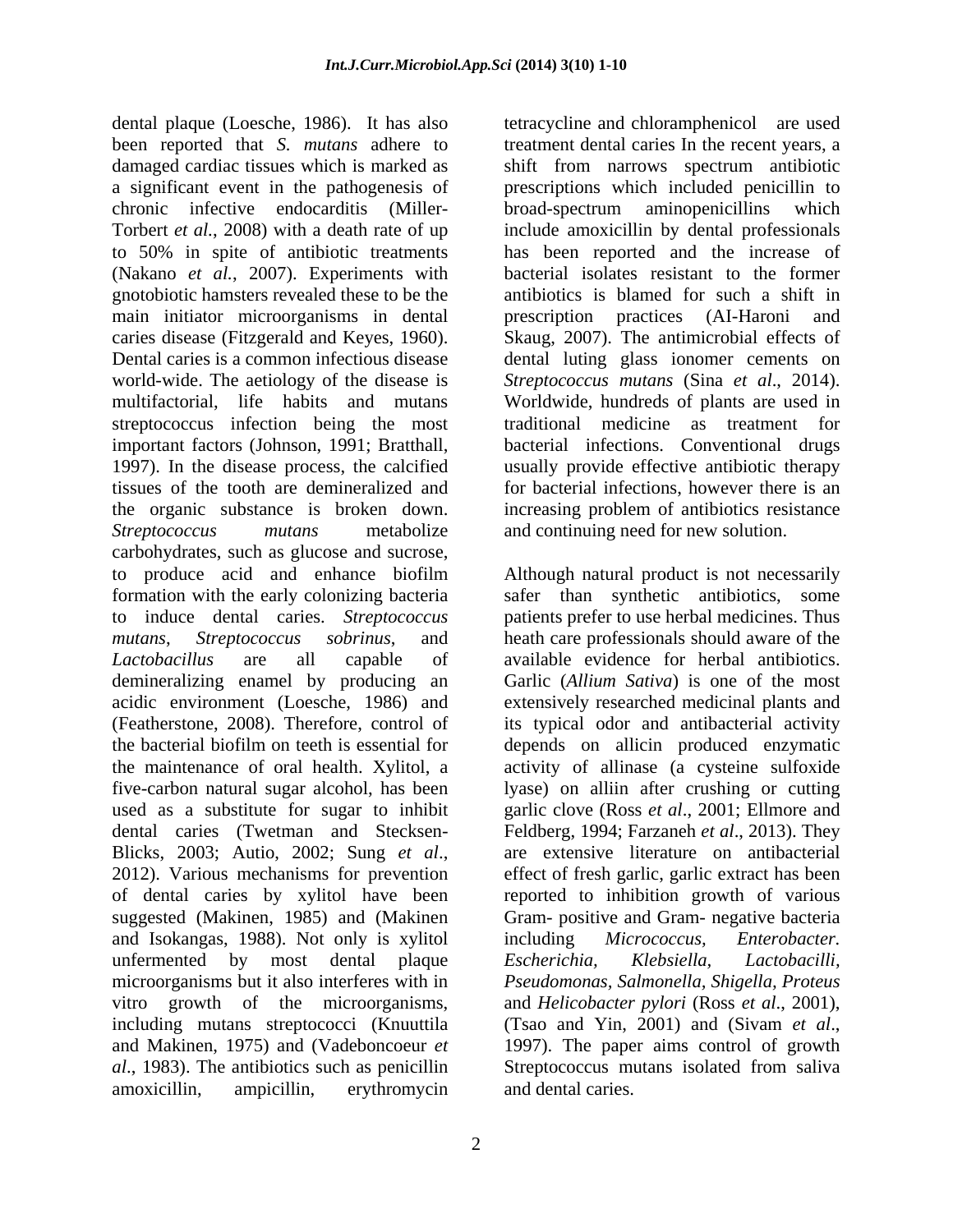dental plaque (Loesche, 1986). It has also been reported that *S. mutans* adhere to damaged cardiac tissues which is marked as a significant event in the pathogenesis of chronic infective endocarditis (Miller-Torbert *et al.*, 2008) with a death rate of up to 50% in spite of antibiotic treatments (Nakano *et al.*, 2007). Experiments with gnotobiotic hamsters revealed these to be the main initiator microorganisms in dental caries disease (Fitzgerald and Keyes, 1960). Dental caries is a common infectious disease world-wide. The aetiology of the disease is multifactorial, life habits and mutans streptococcus infection being the most important factors (Johnson, 1991; Bratthall, 1997). In the disease process, the calcified tissues of the tooth are demineralized and the organic substance is broken down. *Streptococcus mutans* metabolize carbohydrates, such as glucose and sucrose, to produce acid and enhance biofilm formation with the early colonizing bacteria to induce dental caries. *Streptococcus mutans*, *Streptococcus sobrinus*, and *Lactobacillus* are all capable of demineralizing enamel by producing an acidic environment (Loesche, 1986) and (Featherstone, 2008). Therefore, control of the bacterial biofilm on teeth is essential for the maintenance of oral health. Xylitol, a five-carbon natural sugar alcohol, has been used as a substitute for sugar to inhibit dental caries (Twetman and Stecksen-Blicks, 2003; Autio, 2002; Sung *et al*., 2012). Various mechanisms for prevention of dental caries by xylitol have been suggested (Makinen, 1985) and (Makinen and Isokangas, 1988). Not only is xylitol unfermented by most dental plaque microorganisms but it also interferes with in vitro growth of the microorganisms, including mutans streptococci (Knuuttila and Makinen, 1975) and (Vadeboncoeur *et al*., 1983). The antibiotics such as penicillin amoxicillin, ampicillin, erythromycin tetracycline and chloramphenicol are used treatment dental caries In the recent years, a shift from narrows spectrum antibiotic prescriptions which included penicillin to broad-spectrum aminopenicillins which include amoxicillin by dental professionals has been reported and the increase of bacterial isolates resistant to the former antibiotics is blamed for such a shift in prescription practices (AI-Haroni and Skaug, 2007). The antimicrobial effects of dental luting glass ionomer cements on *Streptococcus mutans* (Sina *et al*., 2014). Worldwide, hundreds of plants are used in traditional medicine as treatment for bacterial infections. Conventional drugs usually provide effective antibiotic therapy for bacterial infections, however there is an increasing problem of antibiotics resistance and continuing need for new solution.

Although natural product is not necessarily safer than synthetic antibiotics, some patients prefer to use herbal medicines. Thus heath care professionals should aware of the available evidence for herbal antibiotics. Garlic (*Allium Sativa*) is one of the most extensively researched medicinal plants and its typical odor and antibacterial activity depends on allicin produced enzymatic activity of allinase (a cysteine sulfoxide lyase) on alliin after crushing or cutting garlic clove (Ross *et al*., 2001; Ellmore and Feldberg, 1994; Farzaneh *et al*., 2013). They are extensive literature on antibacterial effect of fresh garlic, garlic extract has been reported to inhibition growth of various Gram- positive and Gram- negative bacteria including *Micrococcus, Enterobacter. Escherichia, Klebsiella, Lactobacilli, Pseudomonas, Salmonella, Shigella, Proteus* and *Helicobacter pylori* (Ross *et al*., 2001), (Tsao and Yin, 2001) and (Sivam *et al*., 1997). The paper aims control of growth Streptococcus mutans isolated from saliva and dental caries.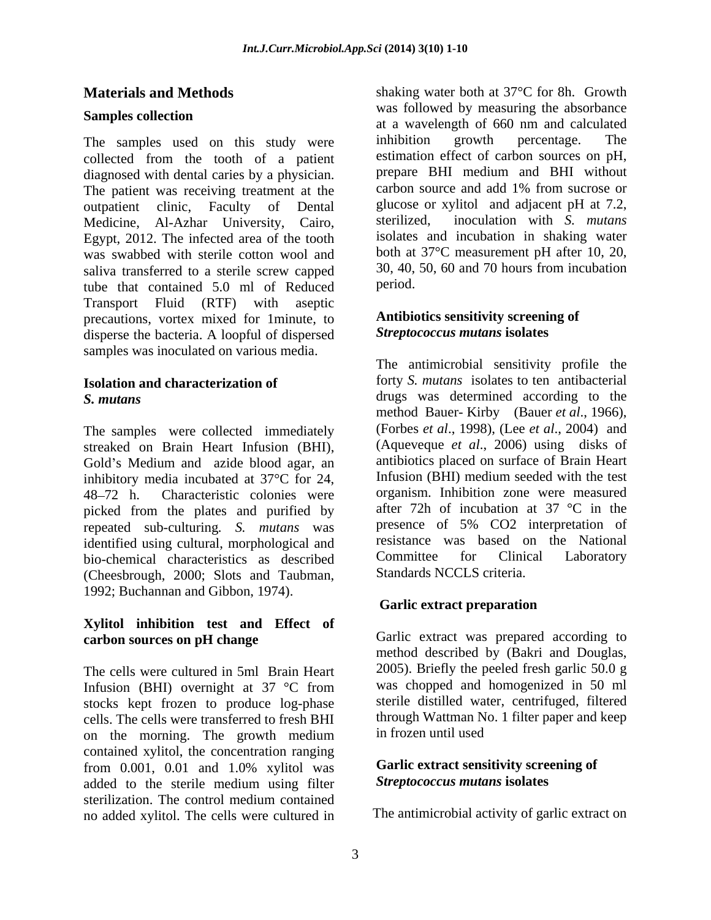## Materials and Methods

### Samples collection

The samples used on this study were collected from the tooth of a patient diagnosed with dental caries by a physician. The patient was receiving treatment at the outpatient clinic, Faculty of Dental Medicine, Al-Azhar University, Cairo, Egypt, 2012. The infected area of the tooth was swabbed with sterile cotton wool and saliva transferred to a sterile screw capped tube that contained 5.0 ml of Reduced Transport Fluid (RTF) with aseptic precautions, vortex mixed for 1minute, to disperse the bacteria. A loopful of dispersed samples was inoculated on various media.

### Isolation and characterization of *S. mutans*

The samples were collected immediately streaked on Brain Heart Infusion (BHI), Gold's Medium and azide blood agar, an inhibitory media incubated at 37°C for 24, 48–72 h. Characteristic colonies were picked from the plates and purified by repeated sub-culturing. *S. mutans* was identified using cultural, morphological and bio-chemical characteristics as described (Cheesbrough, 2000; Slots and Taubman, 1992; Buchannan and Gibbon, 1974).

### Xylitol inhibition test and Effect of carbon sources on pH change

The cells were cultured in 5ml Brain Heart Infusion (BHI) overnight at 37 °C from stocks kept frozen to produce log-phase cells. The cells were transferred to fresh BHI on the morning. The growth medium contained xylitol, the concentration ranging from 0.001, 0.01 and 1.0% xylitol was added to the sterile medium using filter sterilization. The control medium contained no added xylitol. The cells were cultured in shaking water both at 37°C for 8h. Growth was followed by measuring the absorbance at a wavelength of 660 nm and calculated inhibition growth percentage. The estimation effect of carbon sources on pH, prepare BHI medium and BHI without carbon source and add 1% from sucrose or glucose or xylitol and adjacent pH at 7.2, sterilized, inoculation with *S. mutans* isolates and incubation in shaking water both at 37°C measurement pH after 10, 20, 30, 40, 50, 60 and 70 hours from incubation period.

### Antibiotics sensitivity screening of *Streptococcus mutans* isolates

The antimicrobial sensitivity profile the forty *S. mutans* isolates to ten antibacterial drugs was determined according to the method Bauer- Kirby (Bauer *et al*., 1966), (Forbes *et al*., 1998), (Lee *et al*., 2004) and (Aqueveque *et al*., 2006) using disks of antibiotics placed on surface of Brain Heart Infusion (BHI) medium seeded with the test organism. Inhibition zone were measured after 72h of incubation at 37 °C in the presence of 5% CO2 interpretation of resistance was based on the National Committee for Clinical Laboratory Standards NCCLS criteria.

### Garlic extract preparation

Garlic extract was prepared according to method described by (Bakri and Douglas, 2005). Briefly the peeled fresh garlic 50.0 g was chopped and homogenized in 50 ml sterile distilled water, centrifuged, filtered through Wattman No. 1 filter paper and keep in frozen until used

### Garlic extract sensitivity screening of *Streptococcus mutans* isolates

The antimicrobial activity of garlic extract on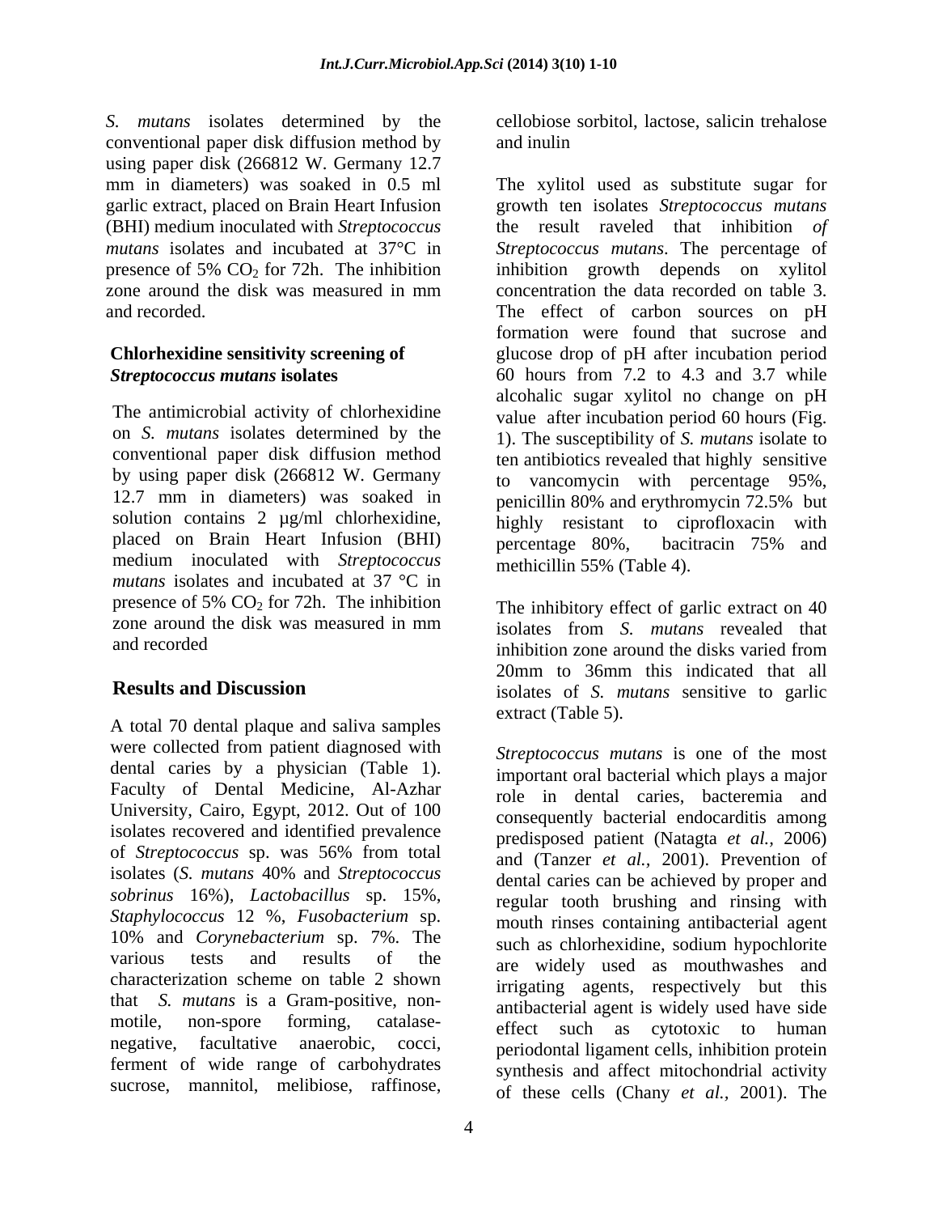*S. mutans* isolates determined by the conventional paper disk diffusion method by using paper disk (266812 W. Germany 12.7 mm in diameters) was soaked in 0.5 ml garlic extract, placed on Brain Heart Infusion (BHI) medium inoculated with *Streptococcus mutans* isolates and incubated at 37°C in presence of 5% $CO_2$ for 72h. The inhibition zone around the disk was measured in mm and recorded.

**Chlorhexidine sensitivity screening of *Streptococcus mutans* isolates**

The antimicrobial activity of chlorhexidine on *S. mutans* isolates determined by the conventional paper disk diffusion method by using paper disk (266812 W. Germany 12.7 mm in diameters) was soaked in solution contains 2 µg/ml chlorhexidine, placed on Brain Heart Infusion (BHI) medium inoculated with *Streptococcus mutans* isolates and incubated at 37 °C in presence of 5% $CO_2$ for 72h. The inhibition zone around the disk was measured in mm and recorded

## Results and Discussion

A total 70 dental plaque and saliva samples were collected from patient diagnosed with dental caries by a physician (Table 1). Faculty of Dental Medicine, Al-Azhar University, Cairo, Egypt, 2012. Out of 100 isolates recovered and identified prevalence of *Streptococcus* sp. was 56% from total isolates (*S. mutans* 40% and *Streptococcus sobrinus* 16%), *Lactobacillus* sp. 15%, *Staphylococcus* 12 %, *Fusobacterium* sp. 10% and *Corynebacterium* sp. 7%. The various tests and results of the characterization scheme on table 2 shown that *S. mutans* is a Gram-positive, non-motile, non-spore forming, catalase-negative, facultative anaerobic, cocci, ferment of wide range of carbohydrates sucrose, mannitol, melibiose, raffinose, cellobiose sorbitol, lactose, salicin trehalose and inulin

The xylitol used as substitute sugar for growth ten isolates *Streptococcus mutans* the result raveled that inhibition *of Streptococcus mutans*. The percentage of inhibition growth depends on xylitol concentration the data recorded on table 3. The effect of carbon sources on pH formation were found that sucrose and glucose drop of pH after incubation period 60 hours from 7.2 to 4.3 and 3.7 while alcohalic sugar xylitol no change on pH value after incubation period 60 hours (Fig. 1). The susceptibility of *S. mutans* isolate to ten antibiotics revealed that highly sensitive to vancomycin with percentage 95%, penicillin 80% and erythromycin 72.5% but highly resistant to ciprofloxacin with percentage 80%, bacitracin 75% and methicillin 55% (Table 4).

The inhibitory effect of garlic extract on 40 isolates from *S. mutans* revealed that inhibition zone around the disks varied from 20mm to 36mm this indicated that all isolates of *S. mutans* sensitive to garlic extract (Table 5).

*Streptococcus mutans* is one of the most important oral bacterial which plays a major role in dental caries, bacteremia and consequently bacterial endocarditis among predisposed patient (Natagta *et al.,* 2006) and (Tanzer *et al.,* 2001). Prevention of dental caries can be achieved by proper and regular tooth brushing and rinsing with mouth rinses containing antibacterial agent such as chlorhexidine, sodium hypochlorite are widely used as mouthwashes and irrigating agents, respectively but this antibacterial agent is widely used have side effect such as cytotoxic to human periodontal ligament cells, inhibition protein synthesis and affect mitochondrial activity of these cells (Chany *et al.,* 2001). The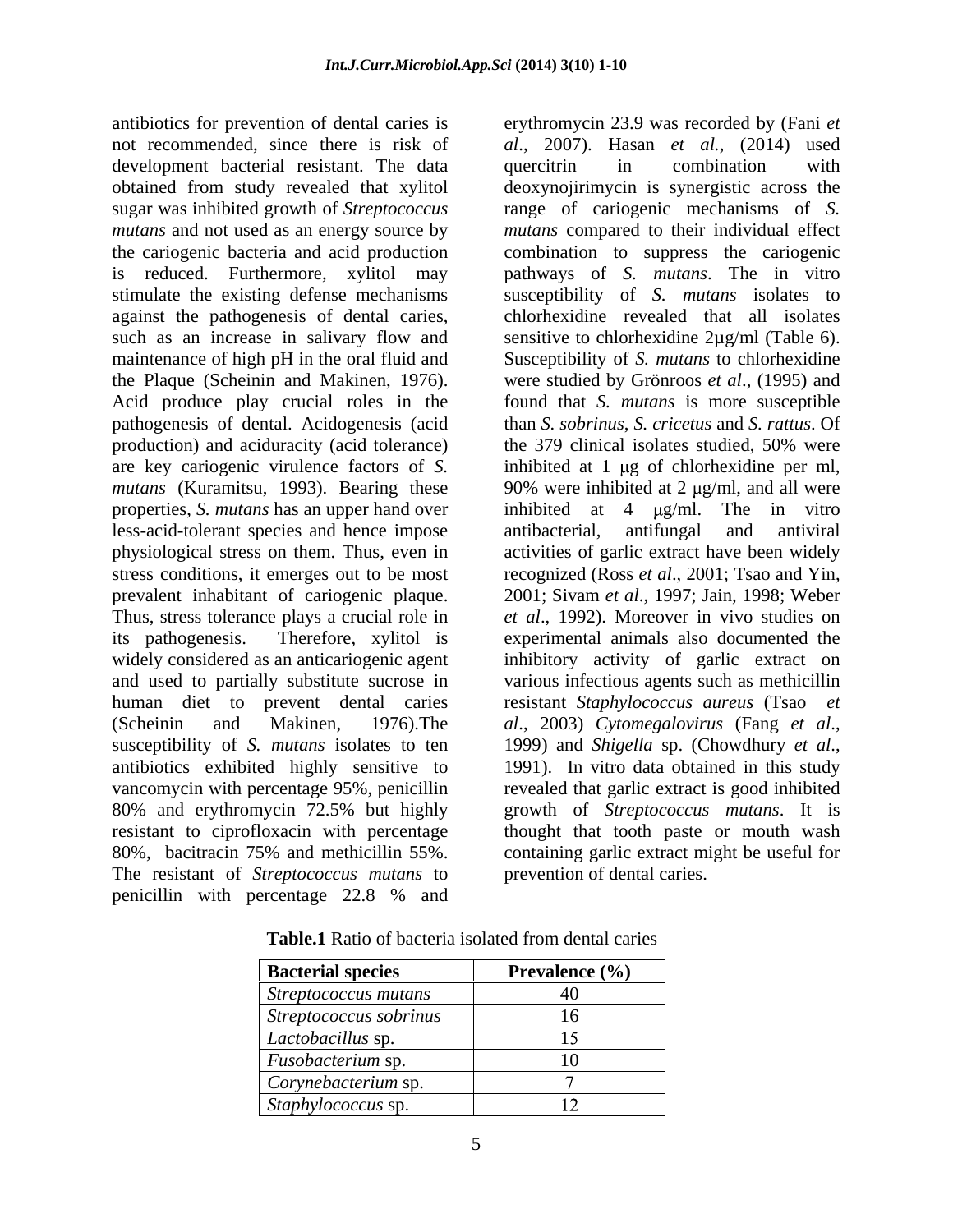antibiotics for prevention of dental caries is not recommended, since there is risk of development bacterial resistant. The data obtained from study revealed that xylitol sugar was inhibited growth of *Streptococcus mutans* and not used as an energy source by the cariogenic bacteria and acid production is reduced. Furthermore, xylitol may stimulate the existing defense mechanisms against the pathogenesis of dental caries, such as an increase in salivary flow and maintenance of high pH in the oral fluid and the Plaque (Scheinin and Makinen, 1976). Acid produce play crucial roles in the pathogenesis of dental. Acidogenesis (acid production) and aciduracity (acid tolerance) are key cariogenic virulence factors of *S. mutans* (Kuramitsu, 1993). Bearing these properties, *S. mutans* has an upper hand over less-acid-tolerant species and hence impose physiological stress on them. Thus, even in stress conditions, it emerges out to be most prevalent inhabitant of cariogenic plaque. Thus, stress tolerance plays a crucial role in its pathogenesis. Therefore, xylitol is widely considered as an anticariogenic agent and used to partially substitute sucrose in human diet to prevent dental caries (Scheinin and Makinen, 1976).The susceptibility of *S. mutans* isolates to ten antibiotics exhibited highly sensitive to vancomycin with percentage 95%, penicillin 80% and erythromycin 72.5% but highly resistant to ciprofloxacin with percentage 80%, bacitracin 75% and methicillin 55%. The resistant of *Streptococcus mutans* to penicillin with percentage 22.8 % and erythromycin 23.9 was recorded by (Fani *et al*., 2007). Hasan *et al.*, (2014) used quercitrin in combination with deoxynojirimycin is synergistic across the range of cariogenic mechanisms of *S. mutans* compared to their individual effect combination to suppress the cariogenic pathways of *S. mutans*. The in vitro susceptibility of *S. mutans* isolates to chlorhexidine revealed that all isolates sensitive to chlorhexidine 2µg/ml (Table 6). Susceptibility of *S. mutans* to chlorhexidine were studied by Grönroos *et al*., (1995) and found that *S. mutans* is more susceptible than *S. sobrinus*, *S. cricetus* and *S. rattus*. Of the 379 clinical isolates studied, 50% were inhibited at 1 µg of chlorhexidine per ml, 90% were inhibited at 2 µg/ml, and all were inhibited at 4 µg/ml. The in vitro antibacterial, antifungal and antiviral activities of garlic extract have been widely recognized (Ross *et al*., 2001; Tsao and Yin, 2001; Sivam *et al*., 1997; Jain, 1998; Weber *et al*., 1992). Moreover in vivo studies on experimental animals also documented the inhibitory activity of garlic extract on various infectious agents such as methicillin resistant *Staphylococcus aureus* (Tsao *et al*., 2003) *Cytomegalovirus* (Fang *et al*., 1999) and *Shigella* sp. (Chowdhury *et al*., 1991). In vitro data obtained in this study revealed that garlic extract is good inhibited growth of *Streptococcus mutans*. It is thought that tooth paste or mouth wash containing garlic extract might be useful for prevention of dental caries.

**Table.1** Ratio of bacteria isolated from dental caries

| Bacterial species | Prevalence (%) |
| --- | --- |
| *Streptococcus mutans* | 40 |
| *Streptococcus sobrinus* | 16 |
| *Lactobacillus* sp. | 15 |
| *Fusobacterium* sp. | 10 |
| *Corynebacterium* sp. | 7 |
| *Staphylococcus* sp. | 12 |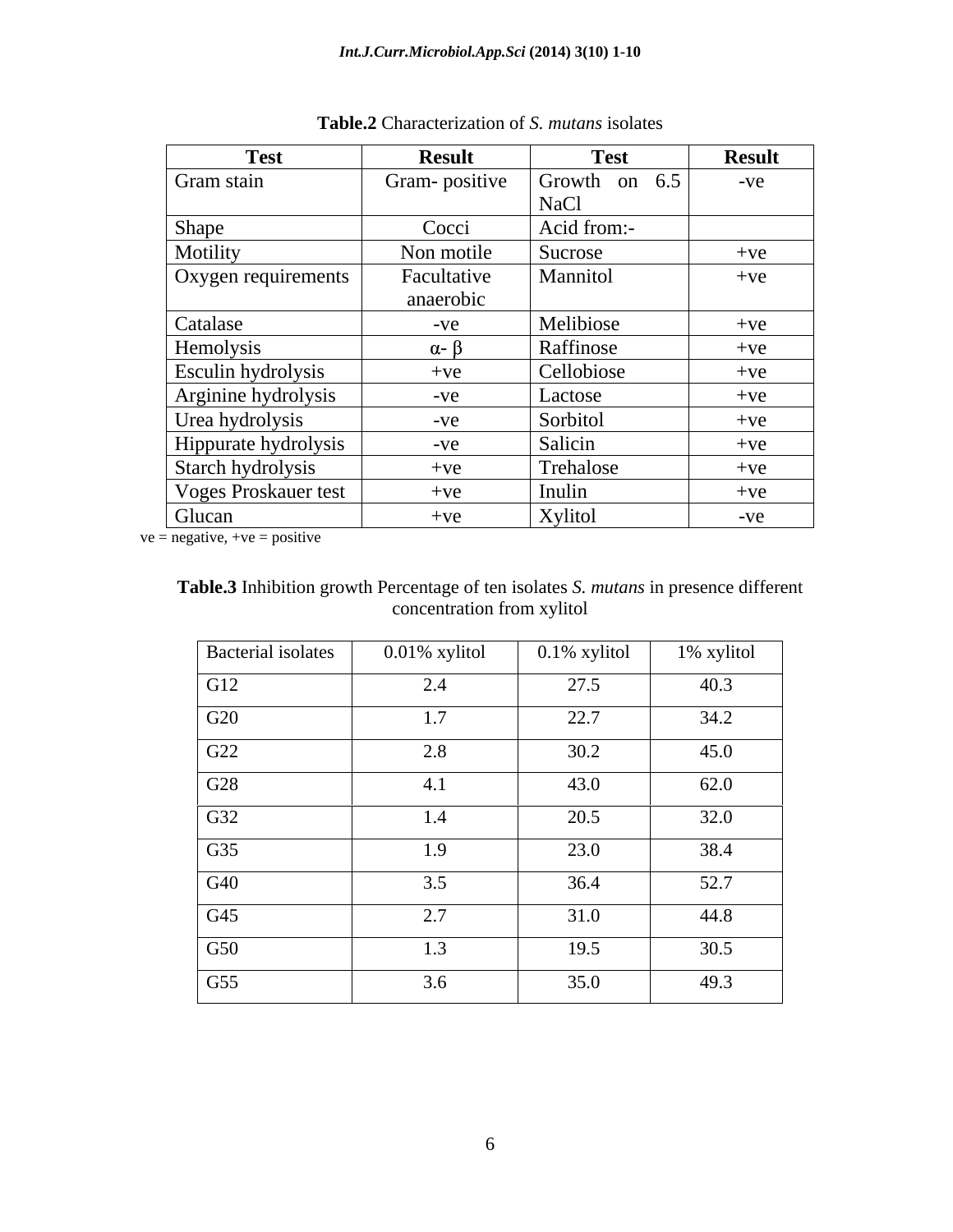**Table.2** Characterization of *S. mutans* isolates

| Test | Result | Test | Result |
|---|---|---|---|
| Gram stain | Gram- positive | Growth on 6.5 NaCl | -ve |
| Shape | Cocci | Acid from:- | |
| Motility | Non motile | Sucrose | +ve |
| Oxygen requirements | Facultative anaerobic | Mannitol | +ve |
| Catalase | -ve | Melibiose | +ve |
| Hemolysis | α- β | Raffinose | +ve |
| Esculin hydrolysis | +ve | Cellobiose | +ve |
| Arginine hydrolysis | -ve | Lactose | +ve |
| Urea hydrolysis | -ve | Sorbitol | +ve |
| Hippurate hydrolysis | -ve | Salicin | +ve |
| Starch hydrolysis | +ve | Trehalose | +ve |
| Voges Proskauer test | +ve | Inulin | +ve |
| Glucan | +ve | Xylitol | -ve |

ve = negative, +ve = positive

**Table.3** Inhibition growth Percentage of ten isolates *S. mutans* in presence different concentration from xylitol

| Bacterial isolates | 0.01% xylitol | 0.1% xylitol | 1% xylitol |
|---|---|---|---|
| G12 | 2.4 | 27.5 | 40.3 |
| G20 | 1.7 | 22.7 | 34.2 |
| G22 | 2.8 | 30.2 | 45.0 |
| G28 | 4.1 | 43.0 | 62.0 |
| G32 | 1.4 | 20.5 | 32.0 |
| G35 | 1.9 | 23.0 | 38.4 |
| G40 | 3.5 | 36.4 | 52.7 |
| G45 | 2.7 | 31.0 | 44.8 |
| G50 | 1.3 | 19.5 | 30.5 |
| G55 | 3.6 | 35.0 | 49.3 |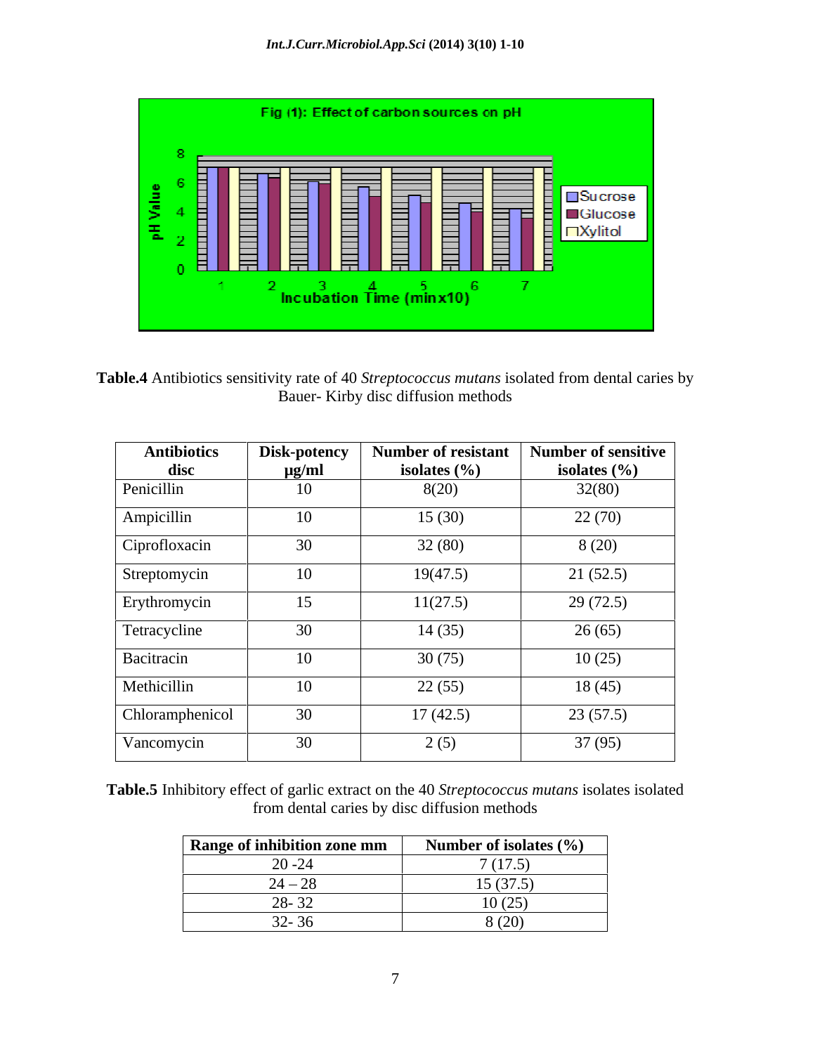**Table.4** Antibiotics sensitivity rate of 40 *Streptococcus mutans* isolated from dental caries by Bauer- Kirby disc diffusion methods

| Antibiotics disc | Disk-potency µg/ml | Number of resistant isolates (%) | Number of sensitive isolates (%) |
|---|---|---|---|
| Penicillin | 10 | 8(20) | 32(80) |
| Ampicillin | 10 | 15 (30) | 22 (70) |
| Ciprofloxacin | 30 | 32 (80) | 8 (20) |
| Streptomycin | 10 | 19(47.5) | 21 (52.5) |
| Erythromycin | 15 | 11(27.5) | 29 (72.5) |
| Tetracycline | 30 | 14 (35) | 26 (65) |
| Bacitracin | 10 | 30 (75) | 10 (25) |
| Methicillin | 10 | 22 (55) | 18 (45) |
| Chloramphenicol | 30 | 17 (42.5) | 23 (57.5) |
| Vancomycin | 30 | 2 (5) | 37 (95) |

**Table.5** Inhibitory effect of garlic extract on the 40 *Streptococcus mutans* isolates isolated from dental caries by disc diffusion methods

| Range of inhibition zone mm | Number of isolates (%) |
|---|---|
| 20 -24 | 7 (17.5) |
| 24 – 28 | 15 (37.5) |
| 28- 32 | 10 (25) |
| 32- 36 | 8 (20) |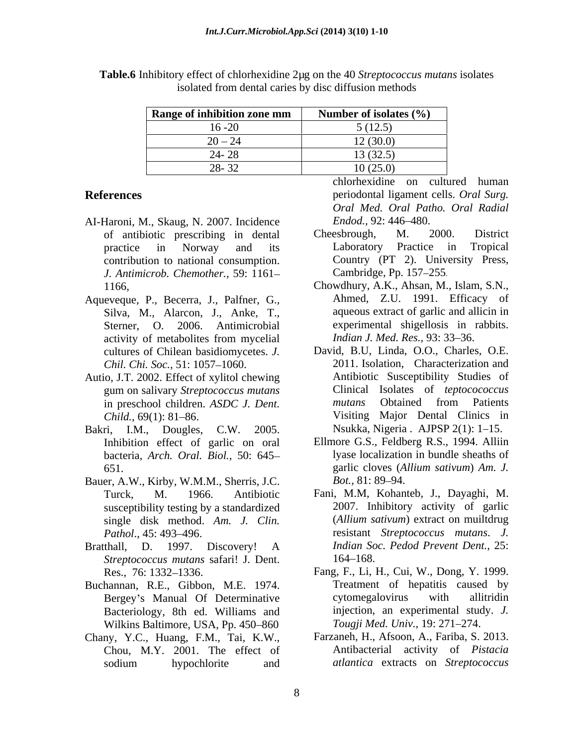**Table.6** Inhibitory effect of chlorhexidine 2µg on the 40 *Streptococcus mutans* isolates isolated from dental caries by disc diffusion methods

| Range of inhibition zone mm | Number of isolates (%) |
|---|---|
| 16 -20 | 5 (12.5) |
| 20 – 24 | 12 (30.0) |
| 24- 28 | 13 (32.5) |
| 28- 32 | 10 (25.0) |

## References

AI-Haroni, M., Skaug, N. 2007. Incidence of antibiotic prescribing in dental practice in Norway and its contribution to national consumption. *J. Antimicrob. Chemother.,* 59: 1161–1166,

Aqueveque, P., Becerra, J., Palfner, G., Silva, M., Alarcon, J., Anke, T., Sterner, O. 2006. Antimicrobial activity of metabolites from mycelial cultures of Chilean basidiomycetes. *J. Chil. Chi. Soc.,* 51: 1057–1060.

Autio, J.T. 2002. Effect of xylitol chewing gum on salivary *Streptococcus mutans* in preschool children. *ASDC J. Dent. Child.,* 69(1): 81–86.

Bakri, I.M., Dougles, C.W. 2005. Inhibition effect of garlic on oral bacteria, *Arch. Oral. Biol.,* 50: 645–651.

Bauer, A.W., Kirby, W.M.M., Sherris, J.C. Turck, M. 1966. Antibiotic susceptibility testing by a standardized single disk method. *Am. J. Clin. Pathol*., 45: 493–496.

Bratthall, D. 1997. Discovery! A *Streptococcus mutans* safari! J. Dent. Res., 76: 1332–1336.

Buchannan, R.E., Gibbon, M.E. 1974. Bergey's Manual Of Determinative Bacteriology, 8th ed. Williams and Wilkins Baltimore, USA, Pp. 450–860

Chany, Y.C., Huang, F.M., Tai, K.W., Chou, M.Y. 2001. The effect of sodium hypochlorite and chlorhexidine on cultured human periodontal ligament cells. *Oral Surg. Oral Med. Oral Patho. Oral Radial Endod.,* 92: 446–480.

Cheesbrough, M. 2000. District Laboratory Practice in Tropical Country (PT 2). University Press, Cambridge, Pp. 157–255.

Chowdhury, A.K., Ahsan, M., Islam, S.N., Ahmed, Z.U. 1991. Efficacy of aqueous extract of garlic and allicin in experimental shigellosis in rabbits. *Indian J. Med. Res.,* 93: 33–36.

David, B.U, Linda, O.O., Charles, O.E. 2011. Isolation, Characterization and Antibiotic Susceptibility Studies of Clinical Isolates of *teptococcocus mutans* Obtained from Patients Visiting Major Dental Clinics in Nsukka, Nigeria . AJPSP 2(1): 1–15.

Ellmore G.S., Feldberg R.S., 1994. Alliin lyase localization in bundle sheaths of garlic cloves (*Allium sativum*) *Am. J. Bot.,* 81: 89–94.

Fani, M.M, Kohanteb, J., Dayaghi, M. 2007. Inhibitory activity of garlic (*Allium sativum*) extract on muiltdrug resistant *Streptococcus mutans*. *J. Indian Soc. Pedod Prevent Dent.,* 25: 164–168.

Fang, F., Li, H., Cui, W., Dong, Y. 1999. Treatment of hepatitis caused by cytomegalovirus with allitridin injection, an experimental study. *J. Tougji Med. Univ.,* 19: 271–274.

Farzaneh, H., Afsoon, A., Fariba, S. 2013. Antibacterial activity of *Pistacia atlantica* extracts on *Streptococcus*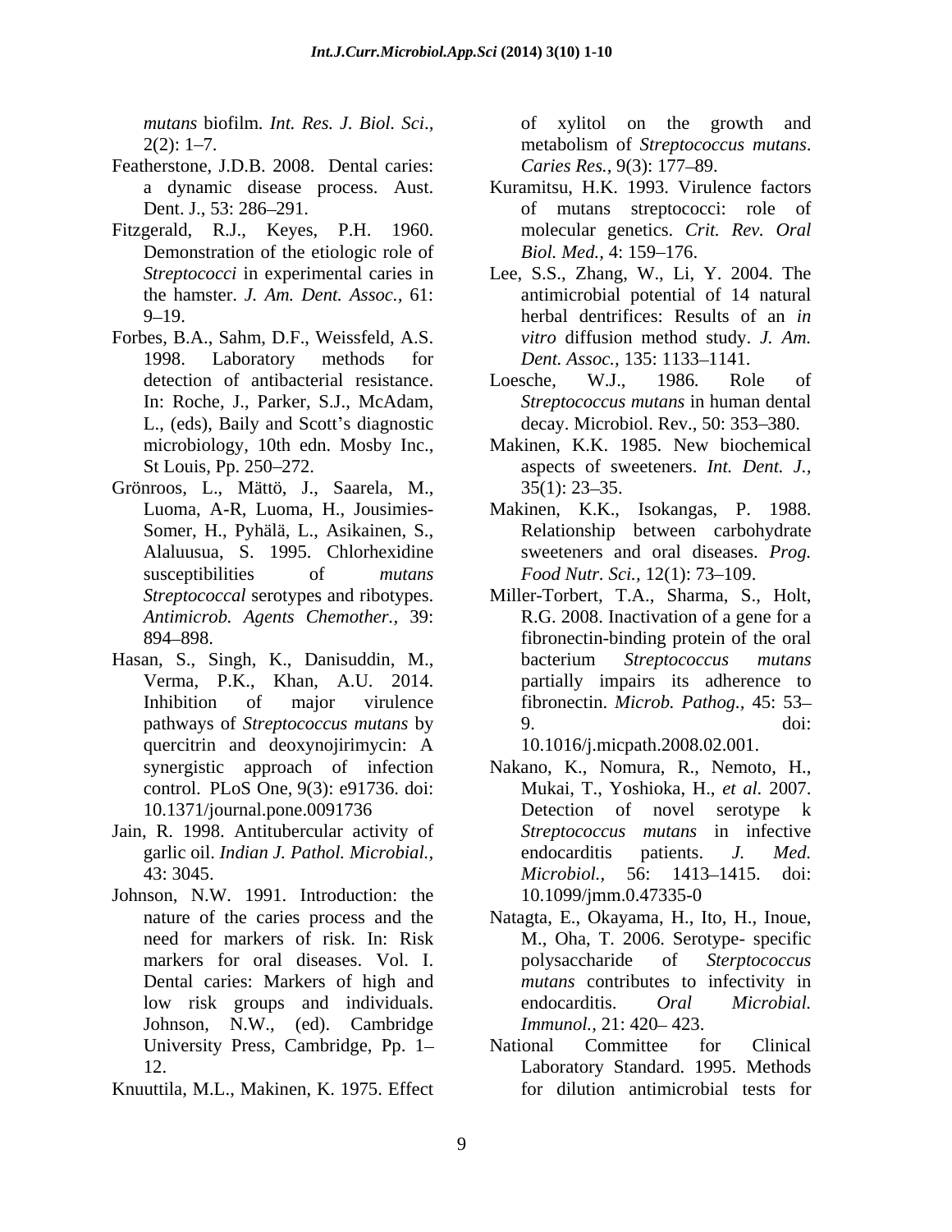*mutans* biofilm. *Int. Res. J. Biol. Sci.*, 2(2): 1–7.

Featherstone, J.D.B. 2008. Dental caries: a dynamic disease process. Aust. Dent. J., 53: 286–291.

Fitzgerald, R.J., Keyes, P.H. 1960. Demonstration of the etiologic role of *Streptococci* in experimental caries in the hamster. *J. Am. Dent. Assoc.*, 61: 9–19.

Forbes, B.A., Sahm, D.F., Weissfeld, A.S. 1998. Laboratory methods for detection of antibacterial resistance. In: Roche, J., Parker, S.J., McAdam, L., (eds), Baily and Scott's diagnostic microbiology, 10th edn. Mosby Inc., St Louis, Pp. 250–272.

Grönroos, L., Mättö, J., Saarela, M., Luoma, A-R, Luoma, H., Jousimies-Somer, H., Pyhälä, L., Asikainen, S., Alaluusua, S. 1995. Chlorhexidine susceptibilities of *mutans Streptococcal* serotypes and ribotypes. *Antimicrob. Agents Chemother.*, 39: 894–898.

Hasan, S., Singh, K., Danisuddin, M., Verma, P.K., Khan, A.U. 2014. Inhibition of major virulence pathways of *Streptococcus mutans* by quercitrin and deoxynojirimycin: A synergistic approach of infection control. PLoS One, 9(3): e91736. doi: 10.1371/journal.pone.0091736

Jain, R. 1998. Antitubercular activity of garlic oil. *Indian J. Pathol. Microbial.*, 43: 3045.

Johnson, N.W. 1991. Introduction: the nature of the caries process and the need for markers of risk. In: Risk markers for oral diseases. Vol. I. Dental caries: Markers of high and low risk groups and individuals. Johnson, N.W., (ed). Cambridge University Press, Cambridge, Pp. 1–12.

Knuuttila, M.L., Makinen, K. 1975. Effect of xylitol on the growth and metabolism of *Streptococcus mutans*. *Caries Res.*, 9(3): 177–89.

Kuramitsu, H.K. 1993. Virulence factors of mutans streptococci: role of molecular genetics. *Crit. Rev. Oral Biol. Med.*, 4: 159–176.

Lee, S.S., Zhang, W., Li, Y. 2004. The antimicrobial potential of 14 natural herbal dentrifices: Results of an *in vitro* diffusion method study. *J. Am. Dent. Assoc.*, 135: 1133–1141.

Loesche, W.J., 1986. Role of *Streptococcus mutans* in human dental decay. Microbiol. Rev., 50: 353–380.

Makinen, K.K. 1985. New biochemical aspects of sweeteners. *Int. Dent. J.*, 35(1): 23–35.

Makinen, K.K., Isokangas, P. 1988. Relationship between carbohydrate sweeteners and oral diseases. *Prog. Food Nutr. Sci.*, 12(1): 73–109.

Miller-Torbert, T.A., Sharma, S., Holt, R.G. 2008. Inactivation of a gene for a fibronectin-binding protein of the oral bacterium *Streptococcus mutans* partially impairs its adherence to fibronectin. *Microb. Pathog.*, 45: 53–9. doi: 10.1016/j.micpath.2008.02.001.

Nakano, K., Nomura, R., Nemoto, H., Mukai, T., Yoshioka, H., *et al.* 2007. Detection of novel serotype k *Streptococcus mutans* in infective endocarditis patients. *J. Med. Microbiol.*, 56: 1413–1415. doi: 10.1099/jmm.0.47335-0

Natagta, E., Okayama, H., Ito, H., Inoue, M., Oha, T. 2006. Serotype- specific polysaccharide of *Sterptococcus mutans* contributes to infectivity in endocarditis. *Oral Microbial. Immunol.*, 21: 420– 423.

National Committee for Clinical Laboratory Standard. 1995. Methods for dilution antimicrobial tests for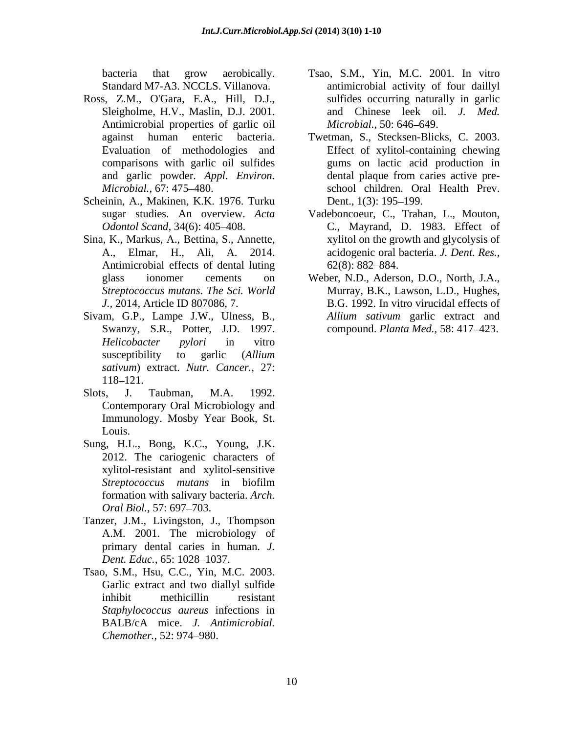bacteria that grow aerobically. Standard M7-A3. NCCLS. Villanova.

Ross, Z.M., O'Gara, E.A., Hill, D.J., Sleigholme, H.V., Maslin, D.J. 2001. Antimicrobial properties of garlic oil against human enteric bacteria. Evaluation of methodologies and comparisons with garlic oil sulfides and garlic powder. *Appl. Environ. Microbial.,* 67: 475–480.

Scheinin, A., Makinen, K.K. 1976. Turku sugar studies. An overview. *Acta Odontol Scand,* 34(6): 405–408.

Sina, K., Markus, A., Bettina, S., Annette, A., Elmar, H., Ali, A. 2014. Antimicrobial effects of dental luting glass ionomer cements on *Streptococcus mutans*. *The Sci. World J.,* 2014, Article ID 807086, 7.

Sivam, G.P., Lampe J.W., Ulness, B., Swanzy, S.R., Potter, J.D. 1997. *Helicobacter pylori* in vitro susceptibility to garlic (*Allium sativum*) extract. *Nutr. Cancer.,* 27: 118–121.

Slots, J. Taubman, M.A. 1992. Contemporary Oral Microbiology and Immunology. Mosby Year Book, St. Louis.

Sung, H.L., Bong, K.C., Young, J.K. 2012. The cariogenic characters of xylitol-resistant and xylitol-sensitive *Streptococcus mutans* in biofilm formation with salivary bacteria. *Arch. Oral Biol.,* 57: 697–703.

Tanzer, J.M., Livingston, J., Thompson A.M. 2001. The microbiology of primary dental caries in human. *J. Dent. Educ.,* 65: 1028–1037.

Tsao, S.M., Hsu, C.C., Yin, M.C. 2003. Garlic extract and two diallyl sulfide inhibit methicillin resistant *Staphylococcus aureus* infections in BALB/cA mice. *J. Antimicrobial. Chemother.,* 52: 974–980.

Tsao, S.M., Yin, M.C. 2001. In vitro antimicrobial activity of four daillyl sulfides occurring naturally in garlic and Chinese leek oil. *J. Med. Microbial.,* 50: 646–649.

Twetman, S., Stecksen-Blicks, C. 2003. Effect of xylitol-containing chewing gums on lactic acid production in dental plaque from caries active pre-school children. Oral Health Prev. Dent., 1(3): 195–199.

Vadeboncoeur, C., Trahan, L., Mouton, C., Mayrand, D. 1983. Effect of xylitol on the growth and glycolysis of acidogenic oral bacteria. *J. Dent. Res.,* 62(8): 882–884.

Weber, N.D., Aderson, D.O., North, J.A., Murray, B.K., Lawson, L.D., Hughes, B.G. 1992. In vitro virucidal effects of *Allium sativum* garlic extract and compound. *Planta Med.,* 58: 417–423.